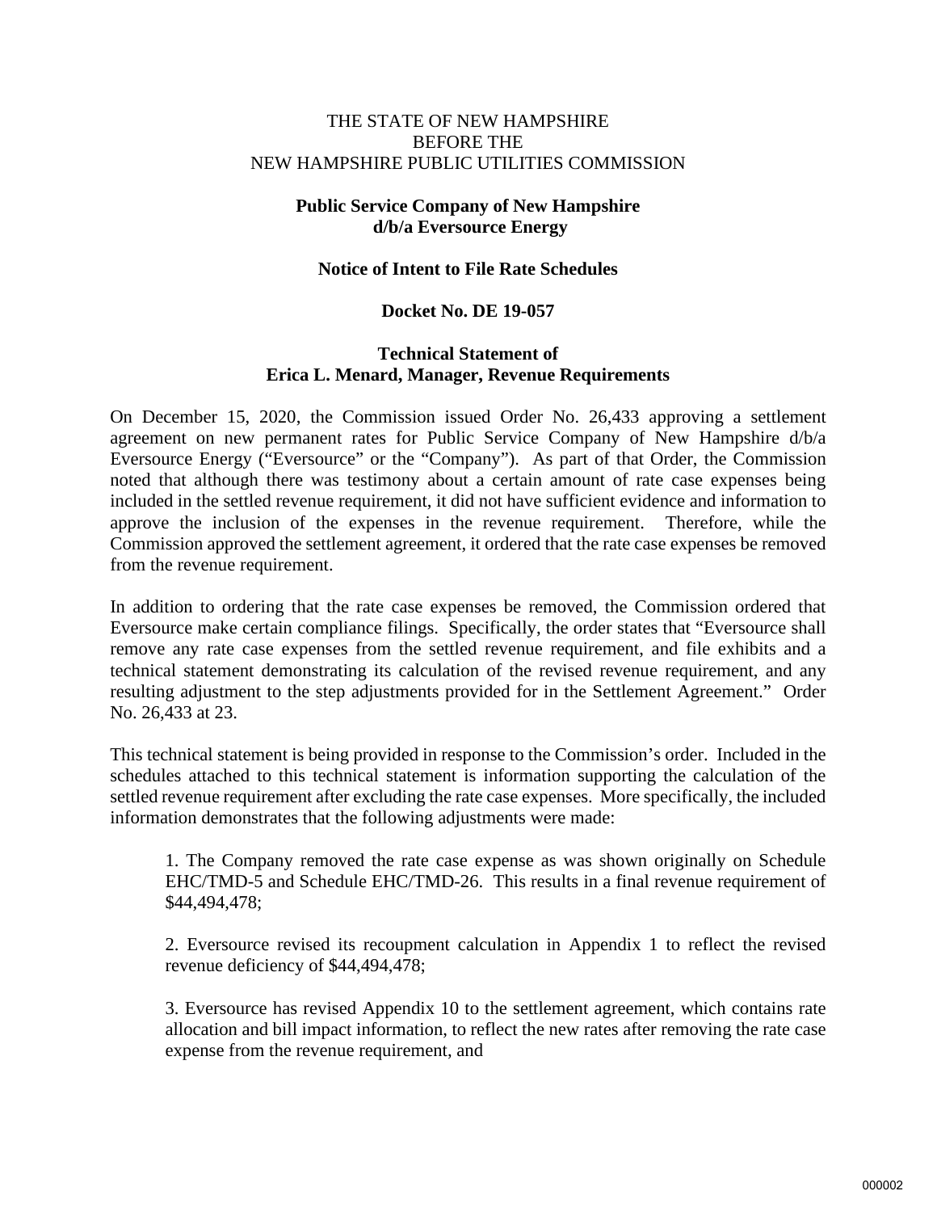THE STATE OF NEW HAMPSHIRE
BEFORE THE
NEW HAMPSHIRE PUBLIC UTILITIES COMMISSION

**Public Service Company of New Hampshire**
**d/b/a Eversource Energy**

**Notice of Intent to File Rate Schedules**

**Docket No. DE 19-057**

**Technical Statement of**
**Erica L. Menard, Manager, Revenue Requirements**

On December 15, 2020, the Commission issued Order No. 26,433 approving a settlement agreement on new permanent rates for Public Service Company of New Hampshire d/b/a Eversource Energy ("Eversource" or the "Company"). As part of that Order, the Commission noted that although there was testimony about a certain amount of rate case expenses being included in the settled revenue requirement, it did not have sufficient evidence and information to approve the inclusion of the expenses in the revenue requirement. Therefore, while the Commission approved the settlement agreement, it ordered that the rate case expenses be removed from the revenue requirement.

In addition to ordering that the rate case expenses be removed, the Commission ordered that Eversource make certain compliance filings. Specifically, the order states that "Eversource shall remove any rate case expenses from the settled revenue requirement, and file exhibits and a technical statement demonstrating its calculation of the revised revenue requirement, and any resulting adjustment to the step adjustments provided for in the Settlement Agreement." Order No. 26,433 at 23.

This technical statement is being provided in response to the Commission's order. Included in the schedules attached to this technical statement is information supporting the calculation of the settled revenue requirement after excluding the rate case expenses. More specifically, the included information demonstrates that the following adjustments were made:

1. The Company removed the rate case expense as was shown originally on Schedule EHC/TMD-5 and Schedule EHC/TMD-26. This results in a final revenue requirement of $44,494,478;

2. Eversource revised its recoupment calculation in Appendix 1 to reflect the revised revenue deficiency of $44,494,478;

3. Eversource has revised Appendix 10 to the settlement agreement, which contains rate allocation and bill impact information, to reflect the new rates after removing the rate case expense from the revenue requirement, and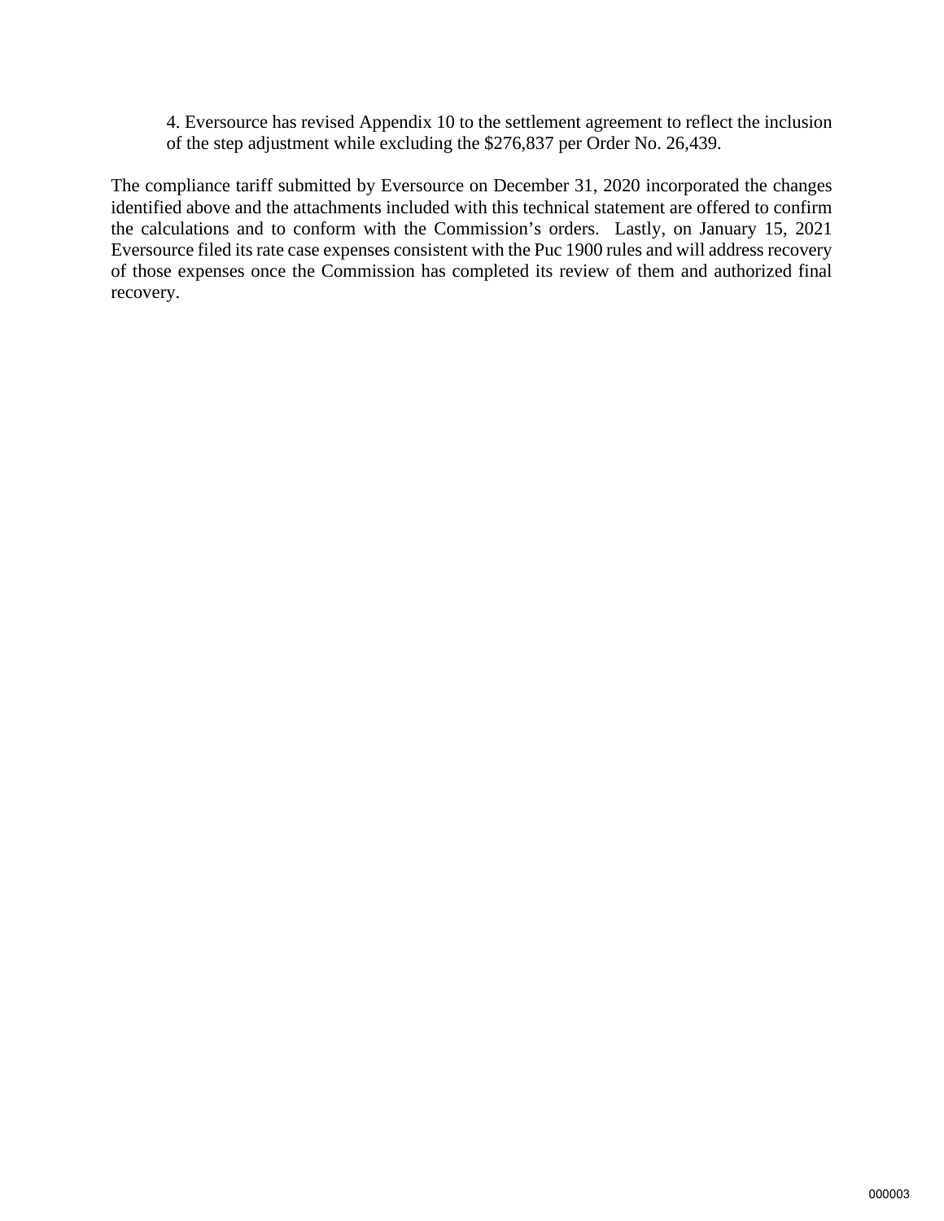4. Eversource has revised Appendix 10 to the settlement agreement to reflect the inclusion of the step adjustment while excluding the $276,837 per Order No. 26,439.

The compliance tariff submitted by Eversource on December 31, 2020 incorporated the changes identified above and the attachments included with this technical statement are offered to confirm the calculations and to conform with the Commission's orders. Lastly, on January 15, 2021 Eversource filed its rate case expenses consistent with the Puc 1900 rules and will address recovery of those expenses once the Commission has completed its review of them and authorized final recovery.